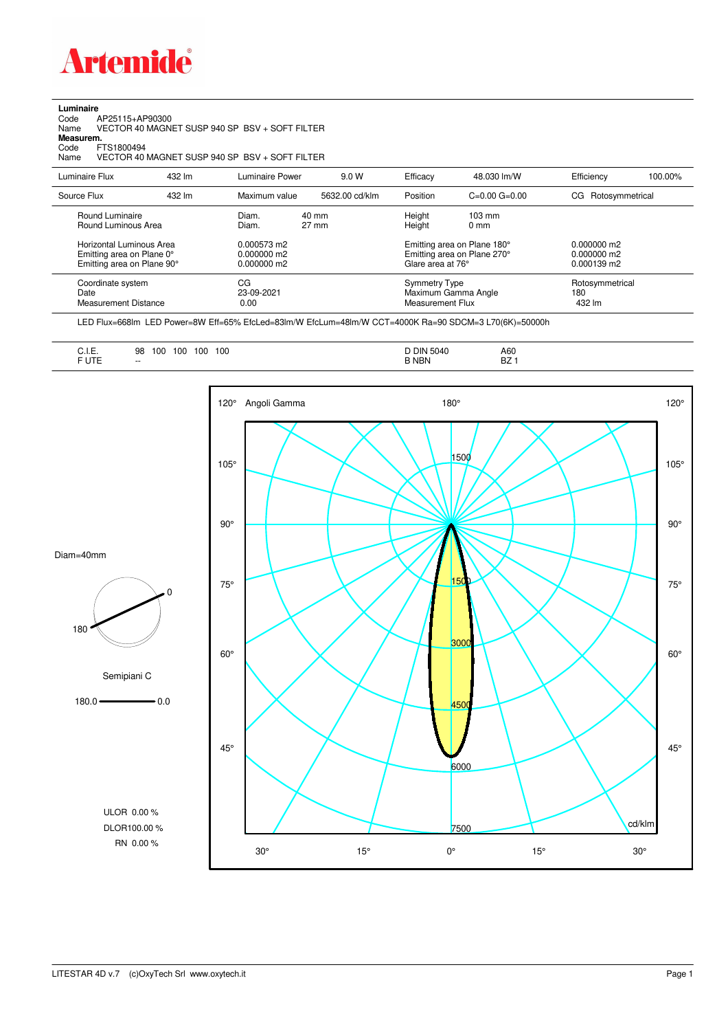**Luminaire**

Code AP25115+AP90300

Name VECTOR 40 MAGNET SUSP 940 SP BSV + SOFT FILTER

**Measurem.**

Code FTS1800494

Name VECTOR 40 MAGNET SUSP 940 SP BSV + SOFT FILTER

| Luminaire Flux | 432 lm | Luminaire Power | 9.0 W | Efficacy | 48.030 lm/W | Efficiency | 100.00% |
|---|---|---|---|---|---|---|---|
| Source Flux | 432 lm | Maximum value | 5632.00 cd/klm | Position | C=0.00 G=0.00 | CG | Rotosymmetrical |

| | | | | |
|---|---|---|---|---|
| Round Luminaire | Diam. 40 mm | Height | 103 mm | |
| Round Luminous Area | Diam. 27 mm | Height | 0 mm | |
| Horizontal Luminous Area | 0.000573 m2 | Emitting area on Plane 180° | | 0.000000 m2 |
| Emitting area on Plane 0° | 0.000000 m2 | Emitting area on Plane 270° | | 0.000000 m2 |
| Emitting area on Plane 90° | 0.000000 m2 | Glare area at 76° | | 0.000139 m2 |

| | | | |
|---|---|---|---|
| Coordinate system | CG | Symmetry Type | Rotosymmetrical |
| Date | 23-09-2021 | Maximum Gamma Angle | 180 |
| Measurement Distance | 0.00 | Measurement Flux | 432 lm |

LED Flux=668lm LED Power=8W Eff=65% EfcLed=83lm/W EfcLum=48lm/W CCT=4000K Ra=90 SDCM=3 L70(6K)=50000h

| | | | |
|---|---|---|---|
| C.I.E. | 98 100 100 100 100 | D DIN 5040 | A60 |
| F UTE | -- | B NBN | BZ 1 |

Diam=40mm

Semipiani C

180.0 — 0.0

ULOR 0.00 %

DLOR100.00 %

RN 0.00 %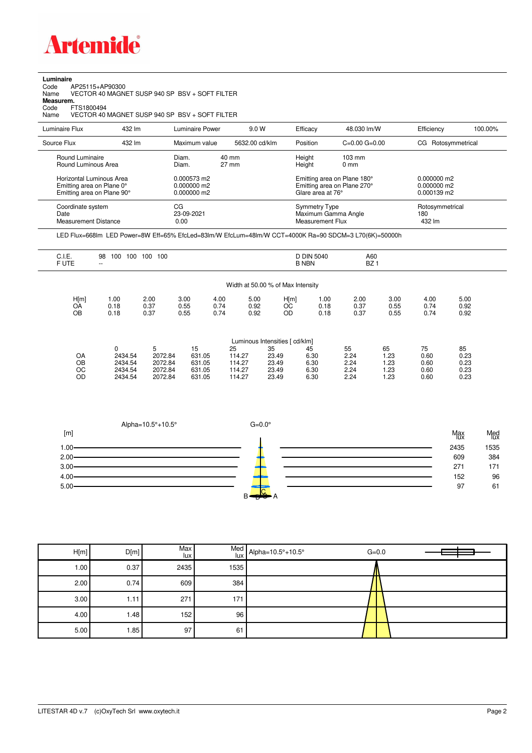Artemide

**Luminaire**
Code AP25115+AP90300
Name VECTOR 40 MAGNET SUSP 940 SP BSV + SOFT FILTER
**Measurem.**
Code FTS1800494
Name VECTOR 40 MAGNET SUSP 940 SP BSV + SOFT FILTER

| | | | | | | | |
|---|---|---|---|---|---|---|---|
| Luminaire Flux | 432 lm | Luminaire Power | 9.0 W | Efficacy | 48.030 lm/W | Efficiency | 100.00% |
| Source Flux | 432 lm | Maximum value | 5632.00 cd/klm | Position | C=0.00 G=0.00 | CG | Rotosymmetrical |

| | | | | | | |
|---|---|---|---|---|---|---|
| Round Luminaire | Diam. | 40 mm | Height | 103 mm | | |
| Round Luminous Area | Diam. | 27 mm | Height | 0 mm | | |
| Horizontal Luminous Area | 0.000573 m2 | | Emitting area on Plane 180° | | 0.000000 m2 | |
| Emitting area on Plane 0° | 0.000000 m2 | | Emitting area on Plane 270° | | 0.000000 m2 | |
| Emitting area on Plane 90° | 0.000000 m2 | | Glare area at 76° | | 0.000139 m2 | |
| Coordinate system | CG | | Symmetry Type | | Rotosymmetrical | |
| Date | 23-09-2021 | | Maximum Gamma Angle | | 180 | |
| Measurement Distance | 0.00 | | Measurement Flux | | 432 lm | |

LED Flux=668lm LED Power=8W Eff=65% EfcLed=83lm/W EfcLum=48lm/W CCT=4000K Ra=90 SDCM=3 L70(6K)=50000h

| | | | |
|---|---|---|---|
| C.I.E. | 98 100 100 100 100 | D DIN 5040 | A60 |
| F UTE | -- | B NBN | BZ 1 |

Width at 50.00 % of Max Intensity

| H[m] | 1.00 | 2.00 | 3.00 | 4.00 | 5.00 | H[m] | 1.00 | 2.00 | 3.00 | 4.00 | 5.00 |
|---|---|---|---|---|---|---|---|---|---|---|---|
| OA | 0.18 | 0.37 | 0.55 | 0.74 | 0.92 | OC | 0.18 | 0.37 | 0.55 | 0.74 | 0.92 |
| OB | 0.18 | 0.37 | 0.55 | 0.74 | 0.92 | OD | 0.18 | 0.37 | 0.55 | 0.74 | 0.92 |

Luminous Intensities [ cd/klm]

| | 0 | 5 | 15 | 25 | 35 | 45 | 55 | 65 | 75 | 85 |
|---|---|---|---|---|---|---|---|---|---|---|
| OA | 2434.54 | 2072.84 | 631.05 | 114.27 | 23.49 | 6.30 | 2.24 | 1.23 | 0.60 | 0.23 |
| OB | 2434.54 | 2072.84 | 631.05 | 114.27 | 23.49 | 6.30 | 2.24 | 1.23 | 0.60 | 0.23 |
| OC | 2434.54 | 2072.84 | 631.05 | 114.27 | 23.49 | 6.30 | 2.24 | 1.23 | 0.60 | 0.23 |
| OD | 2434.54 | 2072.84 | 631.05 | 114.27 | 23.49 | 6.30 | 2.24 | 1.23 | 0.60 | 0.23 |

Alpha=10.5°+10.5°
G=0.0°
[m]
Max lux
Med lux
1.00 2435 1535
2.00 609 384
3.00 271 171
4.00 152 96
5.00 97 61
B D C A

| H[m] | D[m] | Max lux | Med lux | Alpha=10.5°+10.5° G=0.0 |
|---|---|---|---|---|
| 1.00 | 0.37 | 2435 | 1535 | |
| 2.00 | 0.74 | 609 | 384 | |
| 3.00 | 1.11 | 271 | 171 | |
| 4.00 | 1.48 | 152 | 96 | |
| 5.00 | 1.85 | 97 | 61 | |

LITESTAR 4D v.7 (c)OxyTech Srl www.oxytech.it